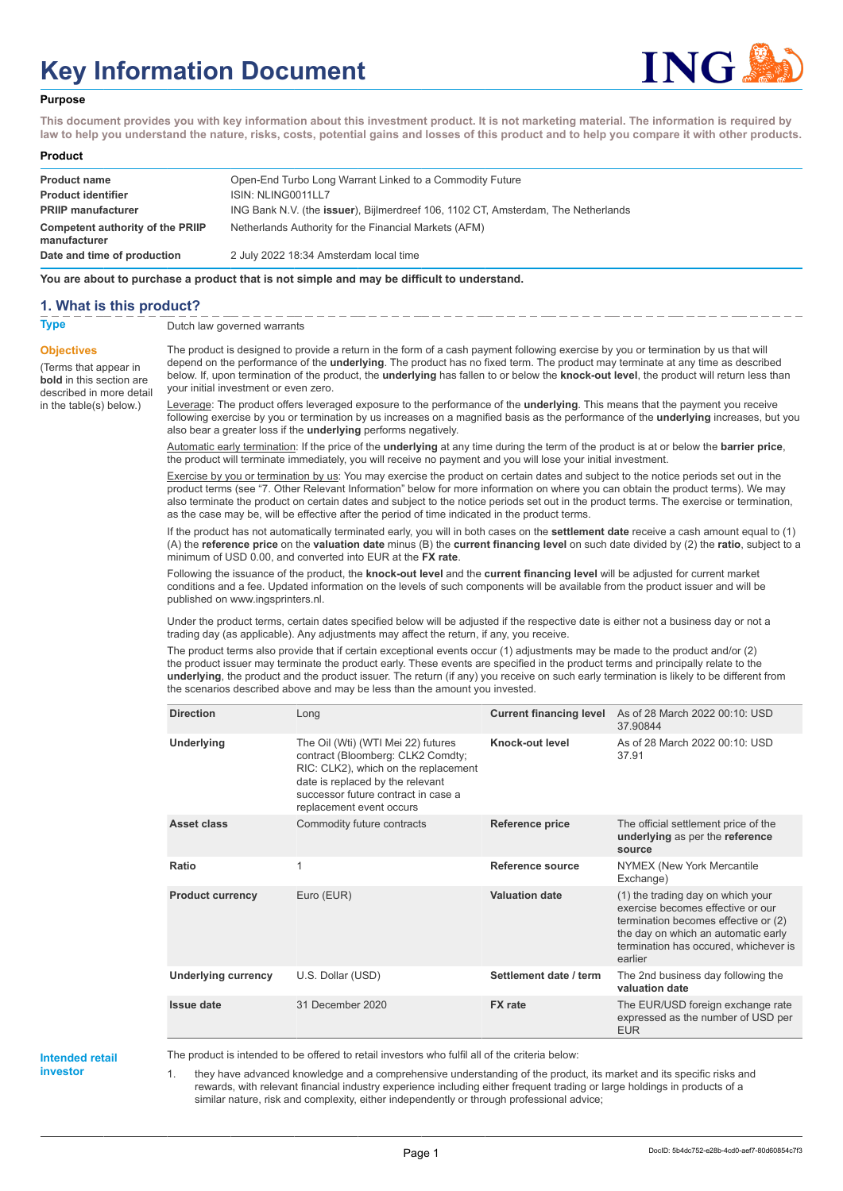# Key Information Document

## Purpose

**This document provides you with key information about this investment product. It is not marketing material. The information is required by law to help you understand the nature, risks, costs, potential gains and losses of this product and to help you compare it with other products.**

## Product

| | |
|---|---|
| **Product name** | Open-End Turbo Long Warrant Linked to a Commodity Future |
| **Product identifier** | ISIN: NLING0011LL7 |
| **PRIIP manufacturer** | ING Bank N.V. (the **issuer**), Bijlmerdreef 106, 1102 CT, Amsterdam, The Netherlands |
| **Competent authority of the PRIIP manufacturer** | Netherlands Authority for the Financial Markets (AFM) |
| **Date and time of production** | 2 July 2022 18:34 Amsterdam local time |

**You are about to purchase a product that is not simple and may be difficult to understand.**

## 1. What is this product?

**Type**

Dutch law governed warrants

**Objectives**

(Terms that appear in **bold** in this section are described in more detail in the table(s) below.)

The product is designed to provide a return in the form of a cash payment following exercise by you or termination by us that will depend on the performance of the **underlying**. The product has no fixed term. The product may terminate at any time as described below. If, upon termination of the product, the **underlying** has fallen to or below the **knock-out level**, the product will return less than your initial investment or even zero.

Leverage: The product offers leveraged exposure to the performance of the **underlying**. This means that the payment you receive following exercise by you or termination by us increases on a magnified basis as the performance of the **underlying** increases, but you also bear a greater loss if the **underlying** performs negatively.

Automatic early termination: If the price of the **underlying** at any time during the term of the product is at or below the **barrier price**, the product will terminate immediately, you will receive no payment and you will lose your initial investment.

Exercise by you or termination by us: You may exercise the product on certain dates and subject to the notice periods set out in the product terms (see "7. Other Relevant Information" below for more information on where you can obtain the product terms). We may also terminate the product on certain dates and subject to the notice periods set out in the product terms. The exercise or termination, as the case may be, will be effective after the period of time indicated in the product terms.

If the product has not automatically terminated early, you will in both cases on the **settlement date** receive a cash amount equal to (1) (A) the **reference price** on the **valuation date** minus (B) the **current financing level** on such date divided by (2) the **ratio**, subject to a minimum of USD 0.00, and converted into EUR at the **FX rate**.

Following the issuance of the product, the **knock-out level** and the **current financing level** will be adjusted for current market conditions and a fee. Updated information on the levels of such components will be available from the product issuer and will be published on www.ingsprinters.nl.

Under the product terms, certain dates specified below will be adjusted if the respective date is either not a business day or not a trading day (as applicable). Any adjustments may affect the return, if any, you receive.

The product terms also provide that if certain exceptional events occur (1) adjustments may be made to the product and/or (2) the product issuer may terminate the product early. These events are specified in the product terms and principally relate to the **underlying**, the product and the product issuer. The return (if any) you receive on such early termination is likely to be different from the scenarios described above and may be less than the amount you invested.

| | | | |
|---|---|---|---|
| **Direction** | Long | **Current financing level** | As of 28 March 2022 00:10: USD 37.90844 |
| **Underlying** | The Oil (Wti) (WTI Mei 22) futures contract (Bloomberg: CLK2 Comdty; RIC: CLK2), which on the replacement date is replaced by the relevant successor future contract in case a replacement event occurs | **Knock-out level** | As of 28 March 2022 00:10: USD 37.91 |
| **Asset class** | Commodity future contracts | **Reference price** | The official settlement price of the **underlying** as per the **reference source** |
| **Ratio** | 1 | **Reference source** | NYMEX (New York Mercantile Exchange) |
| **Product currency** | Euro (EUR) | **Valuation date** | (1) the trading day on which your exercise becomes effective or our termination becomes effective or (2) the day on which an automatic early termination has occured, whichever is earlier |
| **Underlying currency** | U.S. Dollar (USD) | **Settlement date / term** | The 2nd business day following the **valuation date** |
| **Issue date** | 31 December 2020 | **FX rate** | The EUR/USD foreign exchange rate expressed as the number of USD per EUR |

**Intended retail investor**

The product is intended to be offered to retail investors who fulfil all of the criteria below:

1. they have advanced knowledge and a comprehensive understanding of the product, its market and its specific risks and rewards, with relevant financial industry experience including either frequent trading or large holdings in products of a similar nature, risk and complexity, either independently or through professional advice;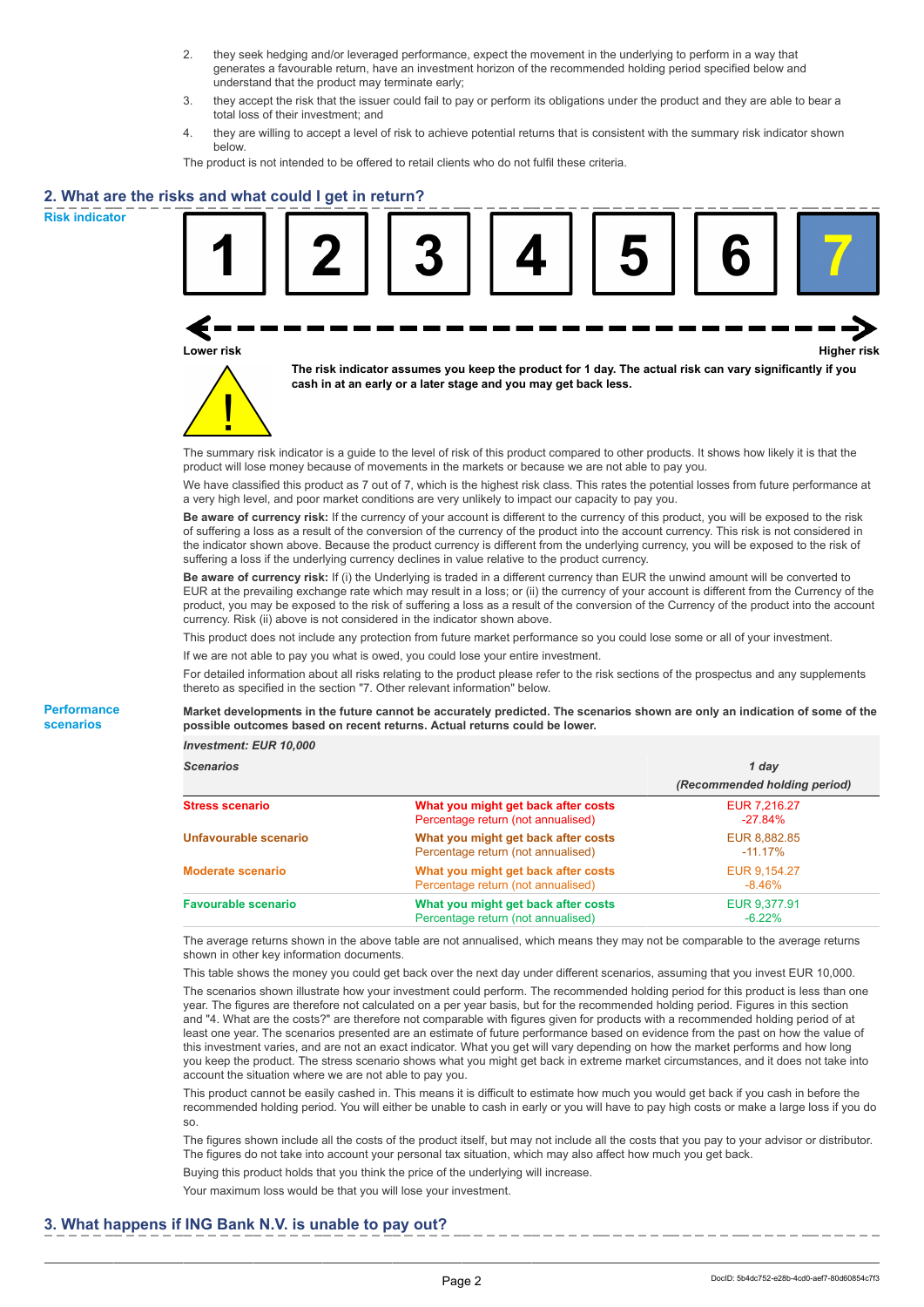2. they seek hedging and/or leveraged performance, expect the movement in the underlying to perform in a way that generates a favourable return, have an investment horizon of the recommended holding period specified below and understand that the product may terminate early;
3. they accept the risk that the issuer could fail to pay or perform its obligations under the product and they are able to bear a total loss of their investment; and
4. they are willing to accept a level of risk to achieve potential returns that is consistent with the summary risk indicator shown below.

The product is not intended to be offered to retail clients who do not fulfil these criteria.

## 2. What are the risks and what could I get in return?

**Risk indicator**

1 2 3 4 5 6 **7**

Lower risk — Higher risk

**The risk indicator assumes you keep the product for 1 day. The actual risk can vary significantly if you cash in at an early or a later stage and you may get back less.**

The summary risk indicator is a guide to the level of risk of this product compared to other products. It shows how likely it is that the product will lose money because of movements in the markets or because we are not able to pay you.

We have classified this product as 7 out of 7, which is the highest risk class. This rates the potential losses from future performance at a very high level, and poor market conditions are very unlikely to impact our capacity to pay you.

**Be aware of currency risk:** If the currency of your account is different to the currency of this product, you will be exposed to the risk of suffering a loss as a result of the conversion of the currency of the product into the account currency. This risk is not considered in the indicator shown above. Because the product currency is different from the underlying currency, you will be exposed to the risk of suffering a loss if the underlying currency declines in value relative to the product currency.

**Be aware of currency risk:** If (i) the Underlying is traded in a different currency than EUR the unwind amount will be converted to EUR at the prevailing exchange rate which may result in a loss; or (ii) the currency of your account is different from the Currency of the product, you may be exposed to the risk of suffering a loss as a result of the conversion of the Currency of the product into the account currency. Risk (ii) above is not considered in the indicator shown above.

This product does not include any protection from future market performance so you could lose some or all of your investment.

If we are not able to pay you what is owed, you could lose your entire investment.

For detailed information about all risks relating to the product please refer to the risk sections of the prospectus and any supplements thereto as specified in the section "7. Other relevant information" below.

**Performance scenarios**

**Market developments in the future cannot be accurately predicted. The scenarios shown are only an indication of some of the possible outcomes based on recent returns. Actual returns could be lower.**

| *Investment: EUR 10,000* | | |
|---|---|---|
| ***Scenarios*** | | ***1 day (Recommended holding period)*** |
| **Stress scenario** | **What you might get back after costs** | EUR 7,216.27 |
| | Percentage return (not annualised) | -27.84% |
| **Unfavourable scenario** | **What you might get back after costs** | EUR 8,882.85 |
| | Percentage return (not annualised) | -11.17% |
| **Moderate scenario** | **What you might get back after costs** | EUR 9,154.27 |
| | Percentage return (not annualised) | -8.46% |
| **Favourable scenario** | **What you might get back after costs** | EUR 9,377.91 |
| | Percentage return (not annualised) | -6.22% |

The average returns shown in the above table are not annualised, which means they may not be comparable to the average returns shown in other key information documents.

This table shows the money you could get back over the next day under different scenarios, assuming that you invest EUR 10,000.

The scenarios shown illustrate how your investment could perform. The recommended holding period for this product is less than one year. The figures are therefore not calculated on a per year basis, but for the recommended holding period. Figures in this section and "4. What are the costs?" are therefore not comparable with figures given for products with a recommended holding period of at least one year. The scenarios presented are an estimate of future performance based on evidence from the past on how the value of this investment varies, and are not an exact indicator. What you get will vary depending on how the market performs and how long you keep the product. The stress scenario shows what you might get back in extreme market circumstances, and it does not take into account the situation where we are not able to pay you.

This product cannot be easily cashed in. This means it is difficult to estimate how much you would get back if you cash in before the recommended holding period. You will either be unable to cash in early or you will have to pay high costs or make a large loss if you do so.

The figures shown include all the costs of the product itself, but may not include all the costs that you pay to your advisor or distributor. The figures do not take into account your personal tax situation, which may also affect how much you get back.

Buying this product holds that you think the price of the underlying will increase.

Your maximum loss would be that you will lose your investment.

## 3. What happens if ING Bank N.V. is unable to pay out?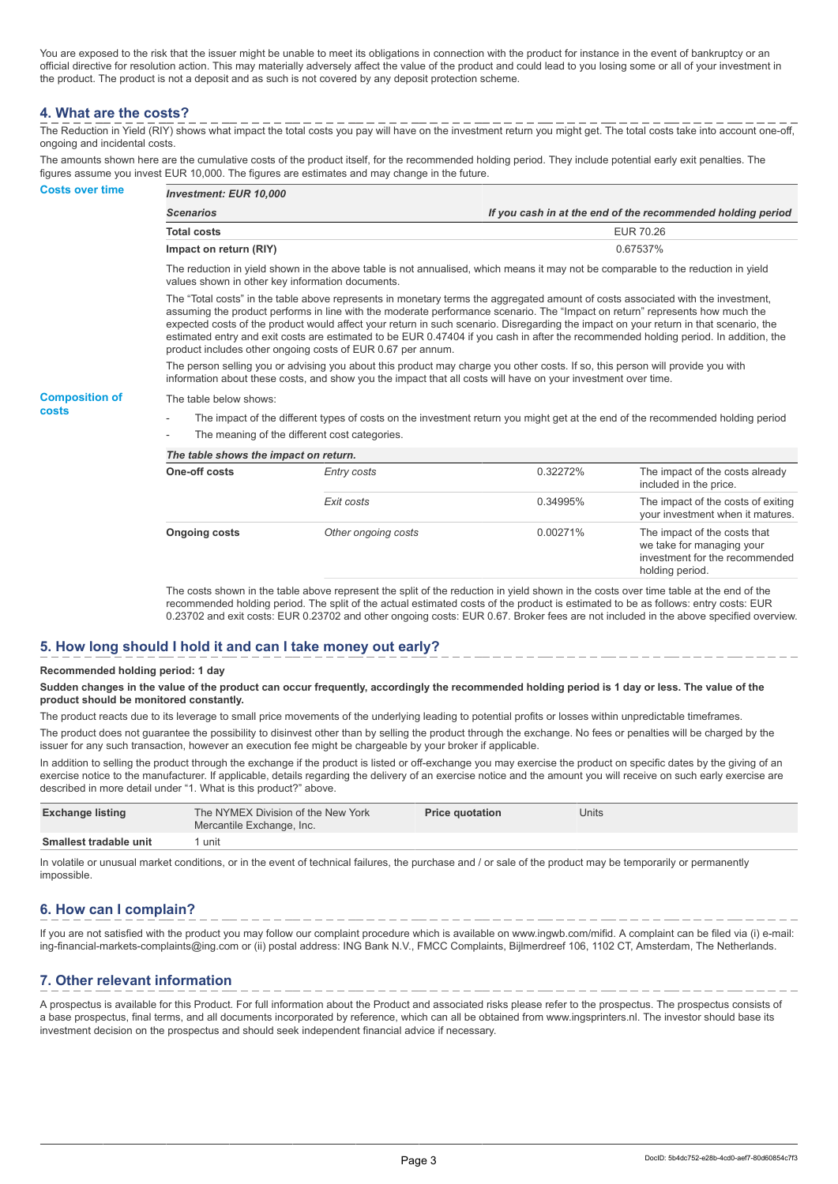You are exposed to the risk that the issuer might be unable to meet its obligations in connection with the product for instance in the event of bankruptcy or an official directive for resolution action. This may materially adversely affect the value of the product and could lead to you losing some or all of your investment in the product. The product is not a deposit and as such is not covered by any deposit protection scheme.

## 4. What are the costs?

The Reduction in Yield (RIY) shows what impact the total costs you pay will have on the investment return you might get. The total costs take into account one-off, ongoing and incidental costs.

The amounts shown here are the cumulative costs of the product itself, for the recommended holding period. They include potential early exit penalties. The figures assume you invest EUR 10,000. The figures are estimates and may change in the future.

### Costs over time

| *Investment: EUR 10,000* | |
|---|---|
| ***Scenarios*** | ***If you cash in at the end of the recommended holding period*** |
| **Total costs** | EUR 70.26 |
| **Impact on return (RIY)** | 0.67537% |

The reduction in yield shown in the above table is not annualised, which means it may not be comparable to the reduction in yield values shown in other key information documents.

The "Total costs" in the table above represents in monetary terms the aggregated amount of costs associated with the investment, assuming the product performs in line with the moderate performance scenario. The "Impact on return" represents how much the expected costs of the product would affect your return in such scenario. Disregarding the impact on your return in that scenario, the estimated entry and exit costs are estimated to be EUR 0.47404 if you cash in after the recommended holding period. In addition, the product includes other ongoing costs of EUR 0.67 per annum.

The person selling you or advising you about this product may charge you other costs. If so, this person will provide you with information about these costs, and show you the impact that all costs will have on your investment over time.

### Composition of costs

The table below shows:

- The impact of the different types of costs on the investment return you might get at the end of the recommended holding period
- The meaning of the different cost categories.

| *The table shows the impact on return.* | | | |
|---|---|---|---|
| **One-off costs** | *Entry costs* | 0.32272% | The impact of the costs already included in the price. |
| | *Exit costs* | 0.34995% | The impact of the costs of exiting your investment when it matures. |
| **Ongoing costs** | *Other ongoing costs* | 0.00271% | The impact of the costs that we take for managing your investment for the recommended holding period. |

The costs shown in the table above represent the split of the reduction in yield shown in the costs over time table at the end of the recommended holding period. The split of the actual estimated costs of the product is estimated to be as follows: entry costs: EUR 0.23702 and exit costs: EUR 0.23702 and other ongoing costs: EUR 0.67. Broker fees are not included in the above specified overview.

## 5. How long should I hold it and can I take money out early?

**Recommended holding period: 1 day**

**Sudden changes in the value of the product can occur frequently, accordingly the recommended holding period is 1 day or less. The value of the product should be monitored constantly.**

The product reacts due to its leverage to small price movements of the underlying leading to potential profits or losses within unpredictable timeframes.

The product does not guarantee the possibility to disinvest other than by selling the product through the exchange. No fees or penalties will be charged by the issuer for any such transaction, however an execution fee might be chargeable by your broker if applicable.

In addition to selling the product through the exchange if the product is listed or off-exchange you may exercise the product on specific dates by the giving of an exercise notice to the manufacturer. If applicable, details regarding the delivery of an exercise notice and the amount you will receive on such early exercise are described in more detail under "1. What is this product?" above.

| **Exchange listing** | The NYMEX Division of the New York Mercantile Exchange, Inc. | **Price quotation** | Units |
|---|---|---|---|
| **Smallest tradable unit** | 1 unit | | |

In volatile or unusual market conditions, or in the event of technical failures, the purchase and / or sale of the product may be temporarily or permanently impossible.

## 6. How can I complain?

If you are not satisfied with the product you may follow our complaint procedure which is available on www.ingwb.com/mifid. A complaint can be filed via (i) e-mail: ing-financial-markets-complaints@ing.com or (ii) postal address: ING Bank N.V., FMCC Complaints, Bijlmerdreef 106, 1102 CT, Amsterdam, The Netherlands.

## 7. Other relevant information

A prospectus is available for this Product. For full information about the Product and associated risks please refer to the prospectus. The prospectus consists of a base prospectus, final terms, and all documents incorporated by reference, which can all be obtained from www.ingsprinters.nl. The investor should base its investment decision on the prospectus and should seek independent financial advice if necessary.

DocID: 5b4dc752-e28b-4cd0-aef7-80d60854c7f3